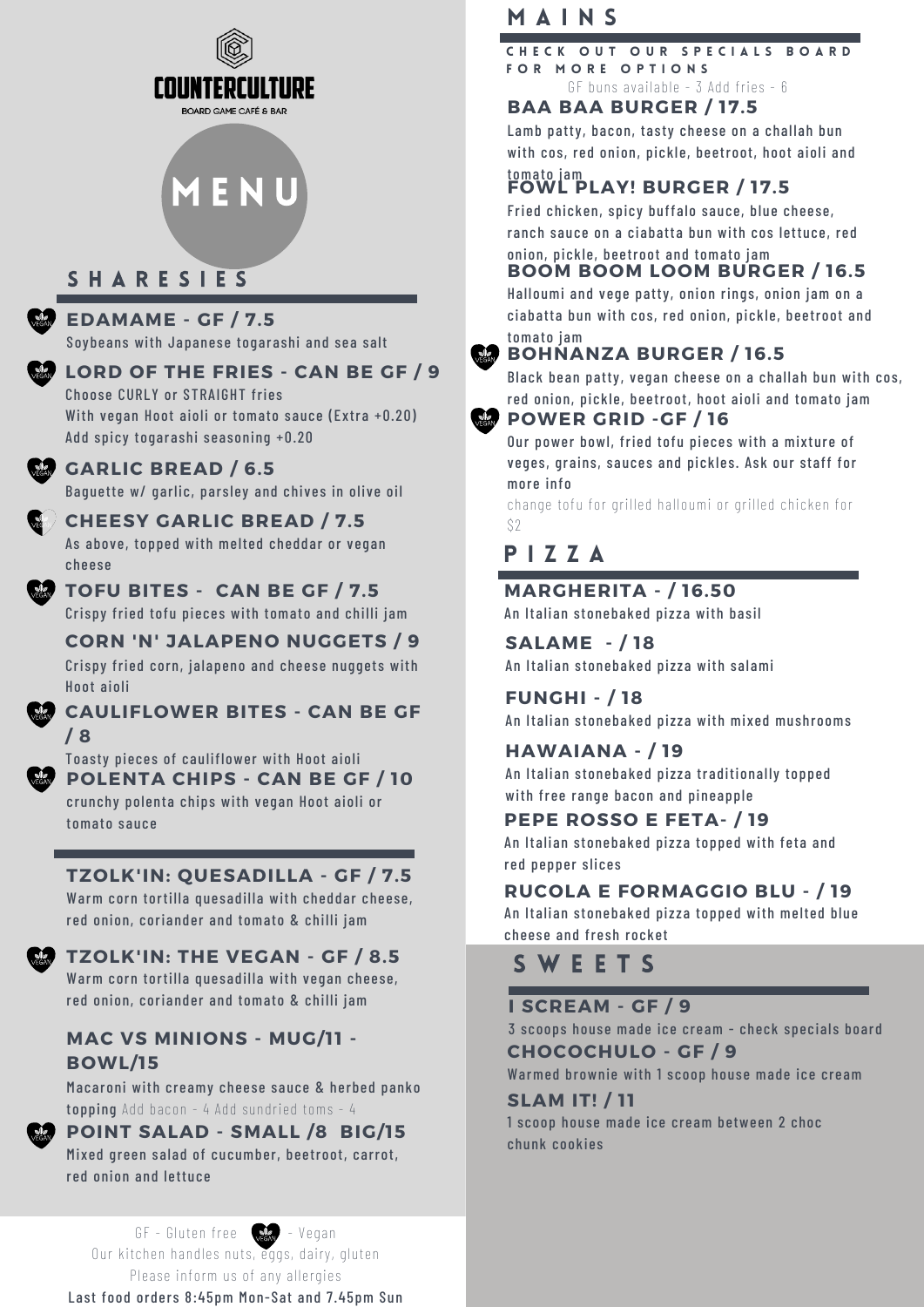# COUNTERCULTURE

BOARD GAME CAFÉ & BAR

# MENU

## SHARESIES

### EDAMAME - GF / 7.5

Soybeans with Japanese togarashi and sea salt

### LORD OF THE FRIES - CAN BE GF / 9

Choose CURLY or STRAIGHT fries
With vegan Hoot aioli or tomato sauce (Extra +0.20)
Add spicy togarashi seasoning +0.20

### GARLIC BREAD / 6.5

Baguette w/ garlic, parsley and chives in olive oil

### CHEESY GARLIC BREAD / 7.5

As above, topped with melted cheddar or vegan cheese

### TOFU BITES - CAN BE GF / 7.5

Crispy fried tofu pieces with tomato and chilli jam

### CORN 'N' JALAPENO NUGGETS / 9

Crispy fried corn, jalapeno and cheese nuggets with Hoot aioli

### CAULIFLOWER BITES - CAN BE GF / 8

Toasty pieces of cauliflower with Hoot aioli

### POLENTA CHIPS - CAN BE GF / 10

crunchy polenta chips with vegan Hoot aioli or tomato sauce

### TZOLK'IN: QUESADILLA - GF / 7.5

Warm corn tortilla quesadilla with cheddar cheese, red onion, coriander and tomato & chilli jam

### TZOLK'IN: THE VEGAN - GF / 8.5

Warm corn tortilla quesadilla with vegan cheese, red onion, coriander and tomato & chilli jam

### MAC VS MINIONS - MUG/11 - BOWL/15

Macaroni with creamy cheese sauce & herbed panko topping Add bacon - 4 Add sundried toms - 4

### POINT SALAD - SMALL /8 BIG/15

Mixed green salad of cucumber, beetroot, carrot, red onion and lettuce

GF - Gluten free VEGAN - Vegan
Our kitchen handles nuts, eggs, dairy, gluten
Please inform us of any allergies
Last food orders 8:45pm Mon-Sat and 7.45pm Sun

## MAINS

CHECK OUT OUR SPECIALS BOARD FOR MORE OPTIONS

GF buns available - 3 Add fries - 6

### BAA BAA BURGER / 17.5

Lamb patty, bacon, tasty cheese on a challah bun with cos, red onion, pickle, beetroot, hoot aioli and tomato jam

### FOWL PLAY! BURGER / 17.5

Fried chicken, spicy buffalo sauce, blue cheese, ranch sauce on a ciabatta bun with cos lettuce, red onion, pickle, beetroot and tomato jam

### BOOM BOOM LOOM BURGER / 16.5

Halloumi and vege patty, onion rings, onion jam on a ciabatta bun with cos, red onion, pickle, beetroot and tomato jam

### BOHNANZA BURGER / 16.5

Black bean patty, vegan cheese on a challah bun with cos, red onion, pickle, beetroot, hoot aioli and tomato jam

### POWER GRID -GF / 16

Our power bowl, fried tofu pieces with a mixture of veges, grains, sauces and pickles. Ask our staff for more info

change tofu for grilled halloumi or grilled chicken for $2

## PIZZA

### MARGHERITA - / 16.50

An Italian stonebaked pizza with basil

### SALAME - / 18

An Italian stonebaked pizza with salami

### FUNGHI - / 18

An Italian stonebaked pizza with mixed mushrooms

### HAWAIANA - / 19

An Italian stonebaked pizza traditionally topped with free range bacon and pineapple

### PEPE ROSSO E FETA- / 19

An Italian stonebaked pizza topped with feta and red pepper slices

### RUCOLA E FORMAGGIO BLU - / 19

An Italian stonebaked pizza topped with melted blue cheese and fresh rocket

## SWEETS

### I SCREAM - GF / 9

3 scoops house made ice cream - check specials board

### CHOCOCHULO - GF / 9

Warmed brownie with 1 scoop house made ice cream

### SLAM IT! / 11

1 scoop house made ice cream between 2 choc chunk cookies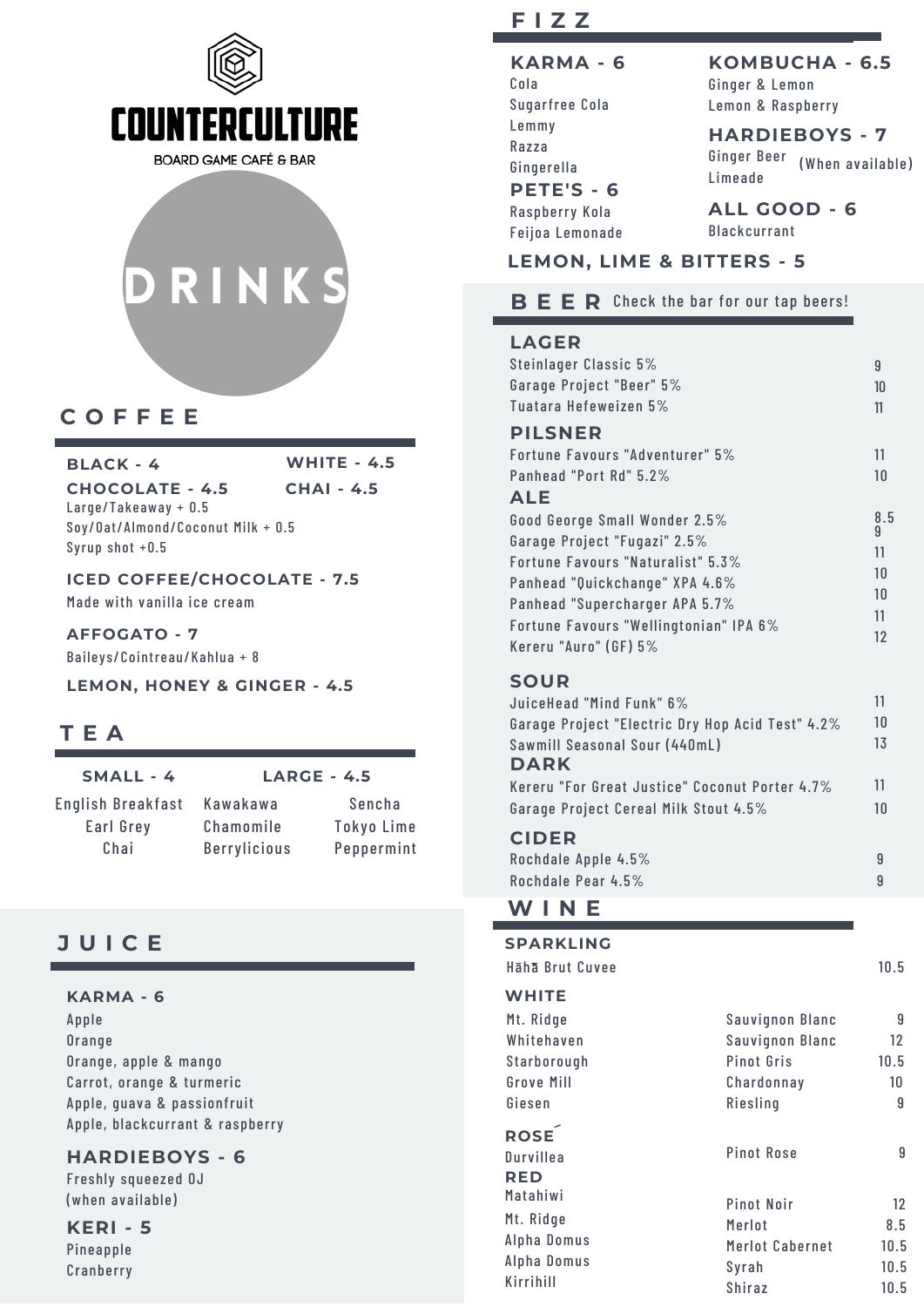# COUNTERCULTURE

BOARD GAME CAFÉ & BAR

# DRINKS

## COFFEE

**BLACK - 4**

**WHITE - 4.5**

**CHOCOLATE - 4.5**

**CHAI - 4.5**

Large/Takeaway + 0.5
Soy/Oat/Almond/Coconut Milk + 0.5
Syrup shot +0.5

**ICED COFFEE/CHOCOLATE - 7.5**
Made with vanilla ice cream

**AFFOGATO - 7**
Baileys/Cointreau/Kahlua + 8

**LEMON, HONEY & GINGER - 4.5**

## TEA

**SMALL - 4** **LARGE - 4.5**

English Breakfast
Earl Grey
Chai
Kawakawa
Chamomile
Berrylicious
Sencha
Tokyo Lime
Peppermint

## JUICE

**KARMA - 6**
Apple
Orange
Orange, apple & mango
Carrot, orange & turmeric
Apple, guava & passionfruit
Apple, blackcurrant & raspberry

**HARDIEBOYS - 6**
Freshly squeezed OJ
(when available)

**KERI - 5**
Pineapple
Cranberry

## FIZZ

**KARMA - 6**
Cola
Sugarfree Cola
Lemmy
Razza
Gingerella

**PETE'S - 6**
Raspberry Kola
Feijoa Lemonade

**KOMBUCHA - 6.5**
Ginger & Lemon
Lemon & Raspberry

**HARDIEBOYS - 7**
Ginger Beer (When available)
Limeade

**ALL GOOD - 6**
Blackcurrant

**LEMON, LIME & BITTERS - 5**

## BEER

Check the bar for our tap beers!

**LAGER**

| | |
|---|---|
| Steinlager Classic 5% | 9 |
| Garage Project "Beer" 5% | 10 |
| Tuatara Hefeweizen 5% | 11 |

**PILSNER**

| | |
|---|---|
| Fortune Favours "Adventurer" 5% | 11 |
| Panhead "Port Rd" 5.2% | 10 |

**ALE**

| | |
|---|---|
| Good George Small Wonder 2.5% | 8.5 |
| Garage Project "Fugazi" 2.5% | 9 |
| Fortune Favours "Naturalist" 5.3% | 11 |
| Panhead "Quickchange" XPA 4.6% | 10 |
| Panhead "Supercharger APA 5.7% | 10 |
| Fortune Favours "Wellingtonian" IPA 6% | 11 |
| Kereru "Auro" (GF) 5% | 12 |

**SOUR**

| | |
|---|---|
| JuiceHead "Mind Funk" 6% | 11 |
| Garage Project "Electric Dry Hop Acid Test" 4.2% | 10 |
| Sawmill Seasonal Sour (440mL) | 13 |

**DARK**

| | |
|---|---|
| Kereru "For Great Justice" Coconut Porter 4.7% | 11 |
| Garage Project Cereal Milk Stout 4.5% | 10 |

**CIDER**

| | |
|---|---|
| Rochdale Apple 4.5% | 9 |
| Rochdale Pear 4.5% | 9 |

## WINE

**SPARKLING**

| | | |
|---|---|---|
| Hāhā Brut Cuvee | | 10.5 |

**WHITE**

| | | |
|---|---|---|
| Mt. Ridge | Sauvignon Blanc | 9 |
| Whitehaven | Sauvignon Blanc | 12 |
| Starborough | Pinot Gris | 10.5 |
| Grove Mill | Chardonnay | 10 |
| Giesen | Riesling | 9 |

**ROSÉ**

| | | |
|---|---|---|
| Durvillea | Pinot Rose | 9 |

**RED**

| | | |
|---|---|---|
| Matahiwi | Pinot Noir | 12 |
| Mt. Ridge | Merlot | 8.5 |
| Alpha Domus | Merlot Cabernet | 10.5 |
| Alpha Domus | Syrah | 10.5 |
| Kirrihill | Shiraz | 10.5 |